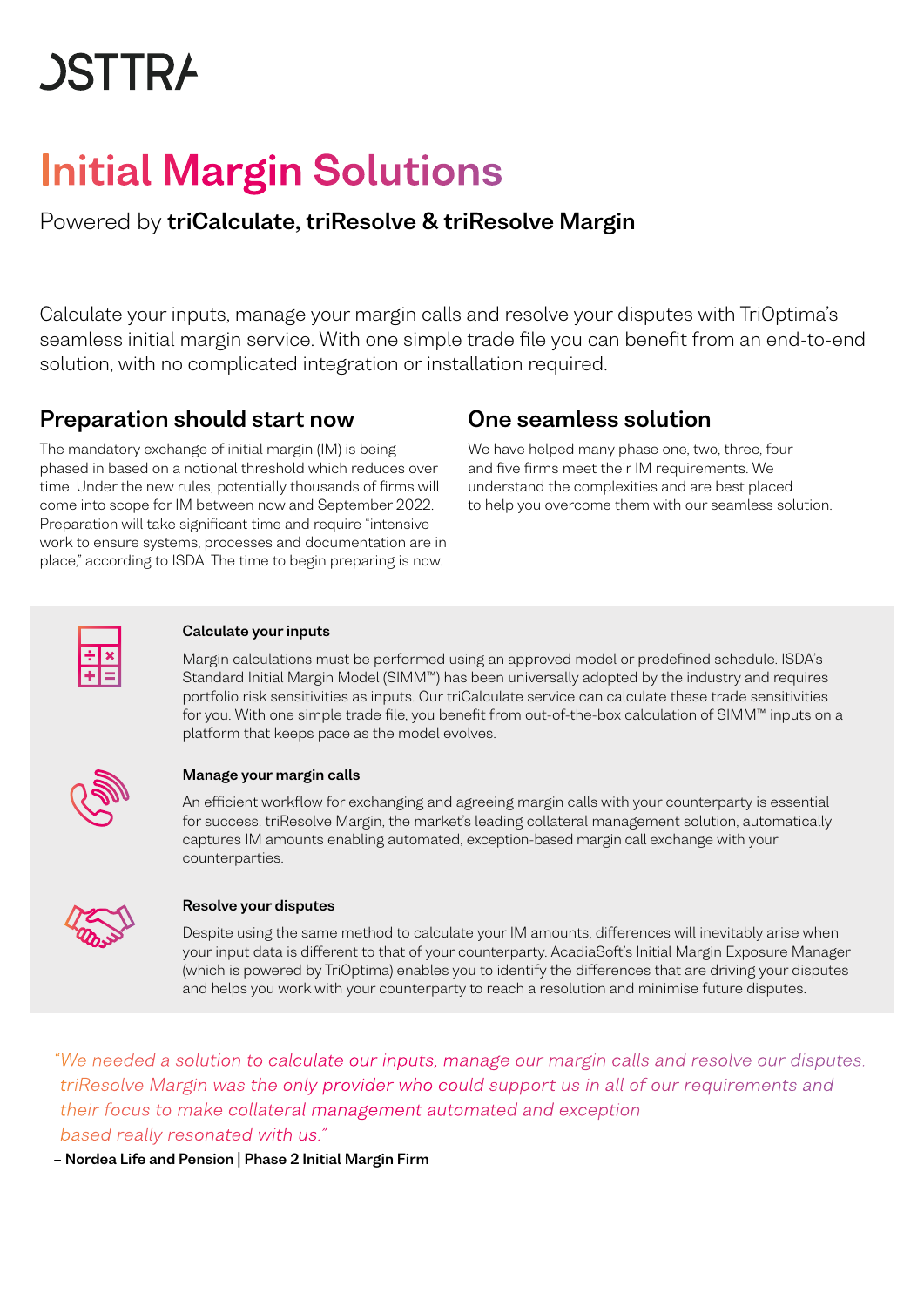OSTTRA

# Initial Margin Solutions

Powered by **triCalculate, triResolve & triResolve Margin**

Calculate your inputs, manage your margin calls and resolve your disputes with TriOptima's seamless initial margin service. With one simple trade file you can benefit from an end-to-end solution, with no complicated integration or installation required.

## Preparation should start now

The mandatory exchange of initial margin (IM) is being phased in based on a notional threshold which reduces over time. Under the new rules, potentially thousands of firms will come into scope for IM between now and September 2022. Preparation will take significant time and require "intensive work to ensure systems, processes and documentation are in place," according to ISDA. The time to begin preparing is now.

## One seamless solution

We have helped many phase one, two, three, four and five firms meet their IM requirements. We understand the complexities and are best placed to help you overcome them with our seamless solution.

### Calculate your inputs

Margin calculations must be performed using an approved model or predefined schedule. ISDA's Standard Initial Margin Model (SIMM™) has been universally adopted by the industry and requires portfolio risk sensitivities as inputs. Our triCalculate service can calculate these trade sensitivities for you. With one simple trade file, you benefit from out-of-the-box calculation of SIMM™ inputs on a platform that keeps pace as the model evolves.

### Manage your margin calls

An efficient workflow for exchanging and agreeing margin calls with your counterparty is essential for success. triResolve Margin, the market's leading collateral management solution, automatically captures IM amounts enabling automated, exception-based margin call exchange with your counterparties.

### Resolve your disputes

Despite using the same method to calculate your IM amounts, differences will inevitably arise when your input data is different to that of your counterparty. AcadiaSoft's Initial Margin Exposure Manager (which is powered by TriOptima) enables you to identify the differences that are driving your disputes and helps you work with your counterparty to reach a resolution and minimise future disputes.

*"We needed a solution to calculate our inputs, manage our margin calls and resolve our disputes. triResolve Margin was the only provider who could support us in all of our requirements and their focus to make collateral management automated and exception based really resonated with us."*

**– Nordea Life and Pension | Phase 2 Initial Margin Firm**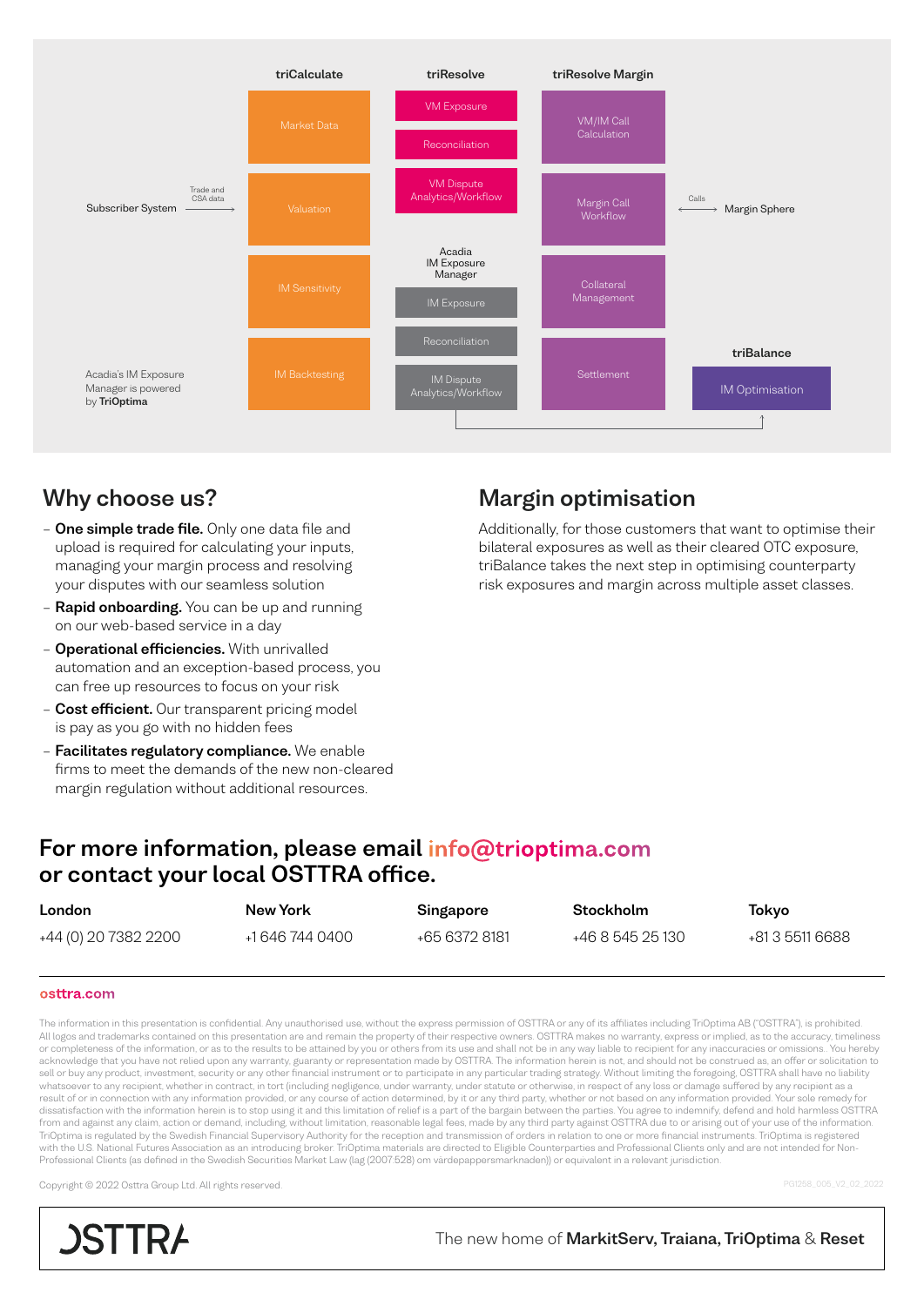triCalculate

Market Data

Valuation

IM Sensitivity

IM Backtesting

triResolve

VM Exposure

Reconciliation

VM Dispute Analytics/Workflow

Acadia IM Exposure Manager

IM Exposure

Reconciliation

IM Dispute Analytics/Workflow

triResolve Margin

VM/IM Call Calculation

Margin Call Workflow

Collateral Management

Settlement

Subscriber System

Trade and CSA data

Calls

Margin Sphere

triBalance

IM Optimisation

Acadia's IM Exposure Manager is powered by **TriOptima**

## Why choose us?

- **One simple trade file.** Only one data file and upload is required for calculating your inputs, managing your margin process and resolving your disputes with our seamless solution
- **Rapid onboarding.** You can be up and running on our web-based service in a day
- **Operational efficiencies.** With unrivalled automation and an exception-based process, you can free up resources to focus on your risk
- **Cost efficient.** Our transparent pricing model is pay as you go with no hidden fees
- **Facilitates regulatory compliance.** We enable firms to meet the demands of the new non-cleared margin regulation without additional resources.

## Margin optimisation

Additionally, for those customers that want to optimise their bilateral exposures as well as their cleared OTC exposure, triBalance takes the next step in optimising counterparty risk exposures and margin across multiple asset classes.

## For more information, please email info@trioptima.com or contact your local OSTTRA office.

| London | New York | Singapore | Stockholm | Tokyo |
|---|---|---|---|---|
| +44 (0) 20 7382 2200 | +1 646 744 0400 | +65 6372 8181 | +46 8 545 25 130 | +81 3 5511 6688 |

**osttra.com**

The information in this presentation is confidential. Any unauthorised use, without the express permission of OSTTRA or any of its affiliates including TriOptima AB ("OSTTRA"), is prohibited. All logos and trademarks contained on this presentation are and remain the property of their respective owners. OSTTRA makes no warranty, express or implied, as to the accuracy, timeliness or completeness of the information, or as to the results to be attained by you or others from its use and shall not be in any way liable to recipient for any inaccuracies or omissions. You hereby acknowledge that you have not relied upon any warranty, guaranty or representation made by OSTTRA. The information herein is not, and should not be construed as, an offer or solicitation to sell or buy any product, investment, security or any other financial instrument or to participate in any particular trading strategy. Without limiting the foregoing, OSTTRA shall have no liability whatsoever to any recipient, whether in contract, in tort (including negligence, under warranty, under statute or otherwise, in respect of any loss or damage suffered by any recipient as a result of or in connection with any information provided, or any course of action determined, by it or any third party, whether or not based on any information provided. Your sole remedy for dissatisfaction with the information herein is to stop using it and this limitation of relief is a part of the bargain between the parties. You agree to indemnify, defend and hold harmless OSTTRA from and against any claim, action or demand, including, without limitation, reasonable legal fees, made by any third party against OSTTRA due to or arising out of your use of the information. TriOptima is regulated by the Swedish Financial Supervisory Authority for the reception and transmission of orders in relation to one or more financial instruments. TriOptima is registered with the U.S. National Futures Association as an introducing broker. TriOptima materials are directed to Eligible Counterparties and Professional Clients only and are not intended for Non-Professional Clients (as defined in the Swedish Securities Market Law (lag (2007:528) om värdepappersmarknaden)) or equivalent in a relevant jurisdiction.

Copyright © 2022 Osttra Group Ltd. All rights reserved.

PG1258_005_V2_02_2022

OSTTRA

The new home of **MarkitServ, Traiana, TriOptima** & **Reset**